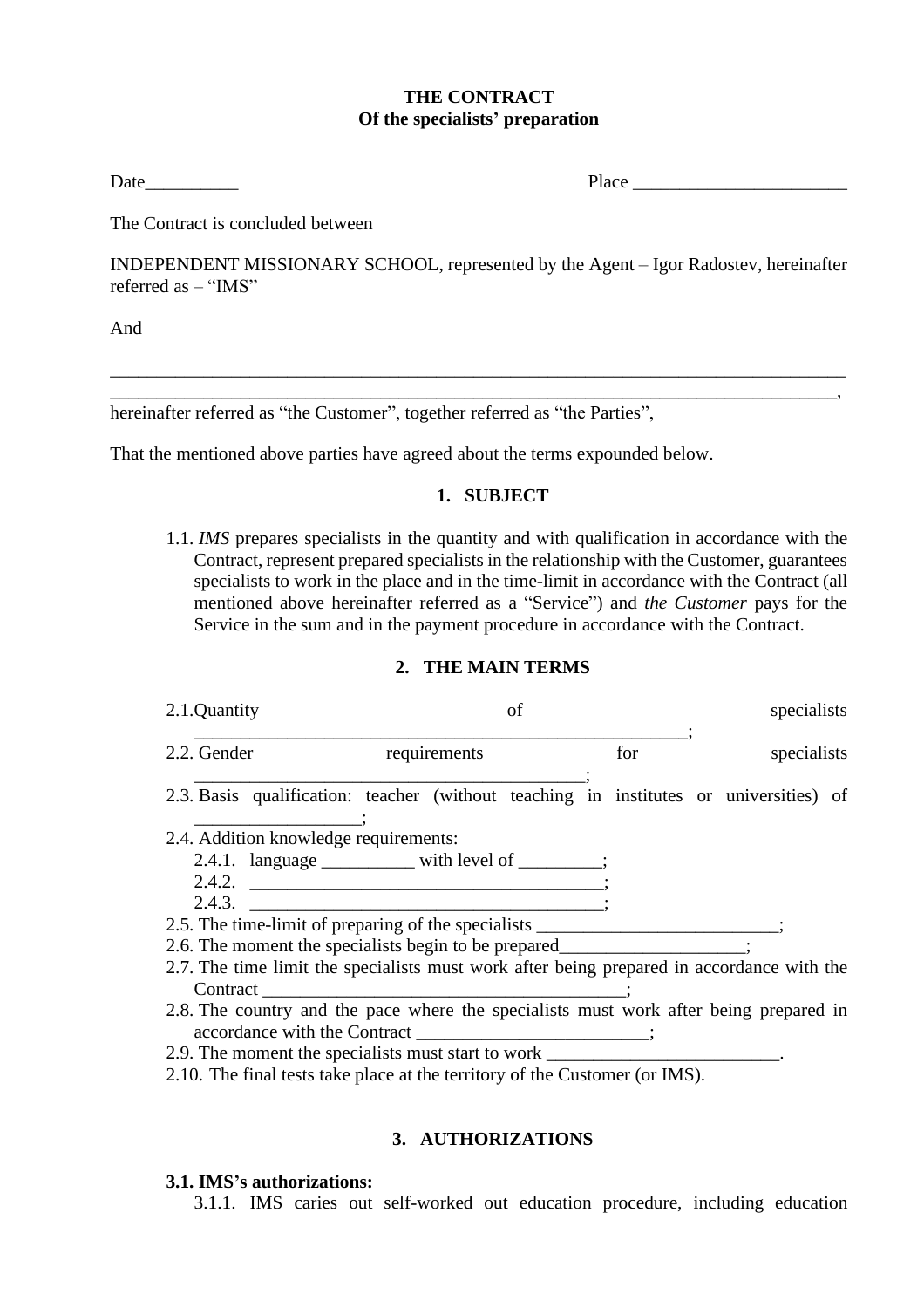**THE CONTRACT**
**Of the specialists' preparation**

Date__________ Place _______________________

The Contract is concluded between

INDEPENDENT MISSIONARY SCHOOL, represented by the Agent – Igor Radostev, hereinafter referred as – "IMS"

And

_______________________________________________________________________________
______________________________________________________________________________,
hereinafter referred as "the Customer", together referred as "the Parties",

That the mentioned above parties have agreed about the terms expounded below.

## 1. SUBJECT

1.1. *IMS* prepares specialists in the quantity and with qualification in accordance with the Contract, represent prepared specialists in the relationship with the Customer, guarantees specialists to work in the place and in the time-limit in accordance with the Contract (all mentioned above hereinafter referred as a "Service") and *the Customer* pays for the Service in the sum and in the payment procedure in accordance with the Contract.

## 2. THE MAIN TERMS

2.1. Quantity of specialists ______________________________________________________;
2.2. Gender requirements for specialists ________________________________________;
2.3. Basis qualification: teacher (without teaching in institutes or universities) of _________________;
2.4. Addition knowledge requirements:
   2.4.1. language __________ with level of _________;
   2.4.2. _____________________________________;
   2.4.3. _____________________________________;
2.5. The time-limit of preparing of the specialists __________________________;
2.6. The moment the specialists begin to be prepared____________________;
2.7. The time limit the specialists must work after being prepared in accordance with the Contract _______________________________________;
2.8. The country and the pace where the specialists must work after being prepared in accordance with the Contract _________________________;
2.9. The moment the specialists must start to work _________________________.
2.10. The final tests take place at the territory of the Customer (or IMS).

## 3. AUTHORIZATIONS

**3.1. IMS's authorizations:**

3.1.1. IMS caries out self-worked out education procedure, including education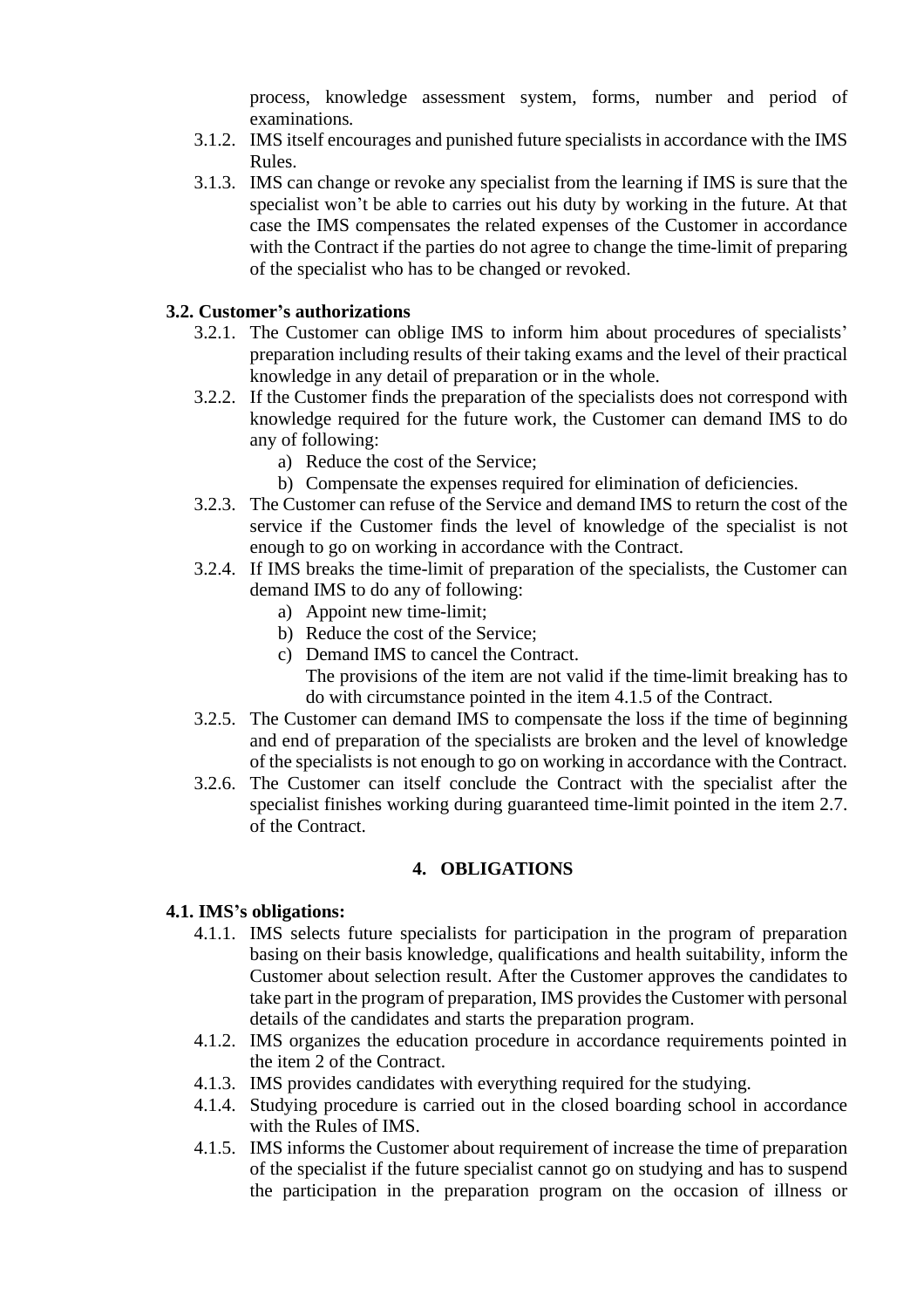process, knowledge assessment system, forms, number and period of examinations.

3.1.2. IMS itself encourages and punished future specialists in accordance with the IMS Rules.

3.1.3. IMS can change or revoke any specialist from the learning if IMS is sure that the specialist won't be able to carries out his duty by working in the future. At that case the IMS compensates the related expenses of the Customer in accordance with the Contract if the parties do not agree to change the time-limit of preparing of the specialist who has to be changed or revoked.

**3.2. Customer's authorizations**

3.2.1. The Customer can oblige IMS to inform him about procedures of specialists' preparation including results of their taking exams and the level of their practical knowledge in any detail of preparation or in the whole.

3.2.2. If the Customer finds the preparation of the specialists does not correspond with knowledge required for the future work, the Customer can demand IMS to do any of following:

a) Reduce the cost of the Service;
b) Compensate the expenses required for elimination of deficiencies.

3.2.3. The Customer can refuse of the Service and demand IMS to return the cost of the service if the Customer finds the level of knowledge of the specialist is not enough to go on working in accordance with the Contract.

3.2.4. If IMS breaks the time-limit of preparation of the specialists, the Customer can demand IMS to do any of following:

a) Appoint new time-limit;
b) Reduce the cost of the Service;
c) Demand IMS to cancel the Contract.

The provisions of the item are not valid if the time-limit breaking has to do with circumstance pointed in the item 4.1.5 of the Contract.

3.2.5. The Customer can demand IMS to compensate the loss if the time of beginning and end of preparation of the specialists are broken and the level of knowledge of the specialists is not enough to go on working in accordance with the Contract.

3.2.6. The Customer can itself conclude the Contract with the specialist after the specialist finishes working during guaranteed time-limit pointed in the item 2.7. of the Contract.

## 4. OBLIGATIONS

**4.1. IMS's obligations:**

4.1.1. IMS selects future specialists for participation in the program of preparation basing on their basis knowledge, qualifications and health suitability, inform the Customer about selection result. After the Customer approves the candidates to take part in the program of preparation, IMS provides the Customer with personal details of the candidates and starts the preparation program.

4.1.2. IMS organizes the education procedure in accordance requirements pointed in the item 2 of the Contract.

4.1.3. IMS provides candidates with everything required for the studying.

4.1.4. Studying procedure is carried out in the closed boarding school in accordance with the Rules of IMS.

4.1.5. IMS informs the Customer about requirement of increase the time of preparation of the specialist if the future specialist cannot go on studying and has to suspend the participation in the preparation program on the occasion of illness or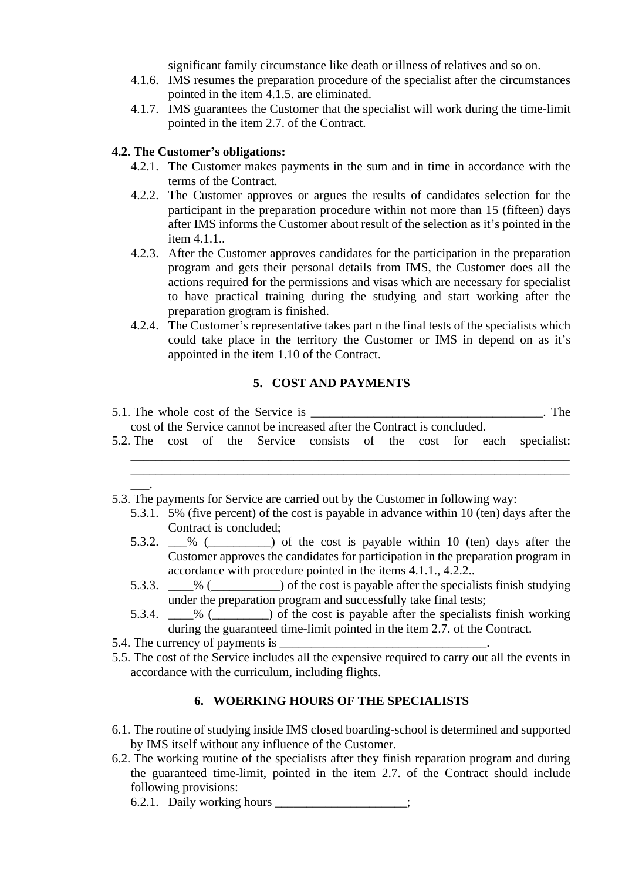significant family circumstance like death or illness of relatives and so on.

4.1.6. IMS resumes the preparation procedure of the specialist after the circumstances pointed in the item 4.1.5. are eliminated.

4.1.7. IMS guarantees the Customer that the specialist will work during the time-limit pointed in the item 2.7. of the Contract.

**4.2. The Customer's obligations:**

4.2.1. The Customer makes payments in the sum and in time in accordance with the terms of the Contract.

4.2.2. The Customer approves or argues the results of candidates selection for the participant in the preparation procedure within not more than 15 (fifteen) days after IMS informs the Customer about result of the selection as it's pointed in the item 4.1.1..

4.2.3. After the Customer approves candidates for the participation in the preparation program and gets their personal details from IMS, the Customer does all the actions required for the permissions and visas which are necessary for specialist to have practical training during the studying and start working after the preparation grogram is finished.

4.2.4. The Customer's representative takes part n the final tests of the specialists which could take place in the territory the Customer or IMS in depend on as it's appointed in the item 1.10 of the Contract.

## 5. COST AND PAYMENTS

5.1. The whole cost of the Service is _____________________________________. The cost of the Service cannot be increased after the Contract is concluded.

5.2. The cost of the Service consists of the cost for each specialist: ______________________________________________________________________ ______________________________________________________________________ ___.

5.3. The payments for Service are carried out by the Customer in following way:

5.3.1. 5% (five percent) of the cost is payable in advance within 10 (ten) days after the Contract is concluded;

5.3.2. ___% (__________) of the cost is payable within 10 (ten) days after the Customer approves the candidates for participation in the preparation program in accordance with procedure pointed in the items 4.1.1., 4.2.2..

5.3.3. ____% (___________) of the cost is payable after the specialists finish studying under the preparation program and successfully take final tests;

5.3.4. ____% (_________) of the cost is payable after the specialists finish working during the guaranteed time-limit pointed in the item 2.7. of the Contract.

5.4. The currency of payments is _________________________________.

5.5. The cost of the Service includes all the expensive required to carry out all the events in accordance with the curriculum, including flights.

## 6. WOERKING HOURS OF THE SPECIALISTS

6.1. The routine of studying inside IMS closed boarding-school is determined and supported by IMS itself without any influence of the Customer.

6.2. The working routine of the specialists after they finish reparation program and during the guaranteed time-limit, pointed in the item 2.7. of the Contract should include following provisions:

6.2.1. Daily working hours ____________________;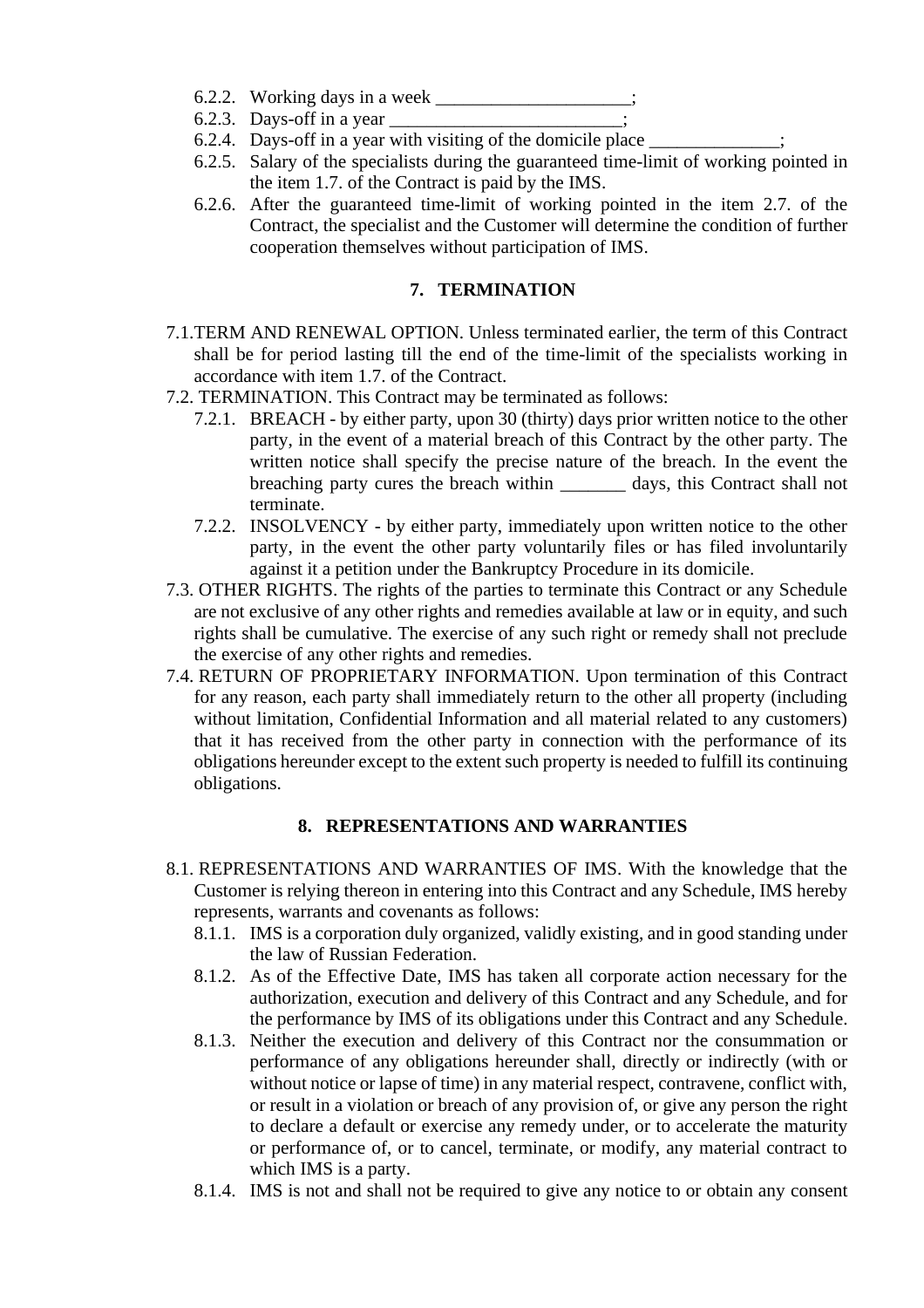- 6.2.2. Working days in a week _____________________;
- 6.2.3. Days-off in a year _________________________;
- 6.2.4. Days-off in a year with visiting of the domicile place ______________;
- 6.2.5. Salary of the specialists during the guaranteed time-limit of working pointed in the item 1.7. of the Contract is paid by the IMS.
- 6.2.6. After the guaranteed time-limit of working pointed in the item 2.7. of the Contract, the specialist and the Customer will determine the condition of further cooperation themselves without participation of IMS.

## 7. TERMINATION

7.1. TERM AND RENEWAL OPTION. Unless terminated earlier, the term of this Contract shall be for period lasting till the end of the time-limit of the specialists working in accordance with item 1.7. of the Contract.

7.2. TERMINATION. This Contract may be terminated as follows:

- 7.2.1. BREACH - by either party, upon 30 (thirty) days prior written notice to the other party, in the event of a material breach of this Contract by the other party. The written notice shall specify the precise nature of the breach. In the event the breaching party cures the breach within _______ days, this Contract shall not terminate.
- 7.2.2. INSOLVENCY - by either party, immediately upon written notice to the other party, in the event the other party voluntarily files or has filed involuntarily against it a petition under the Bankruptcy Procedure in its domicile.

7.3. OTHER RIGHTS. The rights of the parties to terminate this Contract or any Schedule are not exclusive of any other rights and remedies available at law or in equity, and such rights shall be cumulative. The exercise of any such right or remedy shall not preclude the exercise of any other rights and remedies.

7.4. RETURN OF PROPRIETARY INFORMATION. Upon termination of this Contract for any reason, each party shall immediately return to the other all property (including without limitation, Confidential Information and all material related to any customers) that it has received from the other party in connection with the performance of its obligations hereunder except to the extent such property is needed to fulfill its continuing obligations.

## 8. REPRESENTATIONS AND WARRANTIES

8.1. REPRESENTATIONS AND WARRANTIES OF IMS. With the knowledge that the Customer is relying thereon in entering into this Contract and any Schedule, IMS hereby represents, warrants and covenants as follows:

- 8.1.1. IMS is a corporation duly organized, validly existing, and in good standing under the law of Russian Federation.
- 8.1.2. As of the Effective Date, IMS has taken all corporate action necessary for the authorization, execution and delivery of this Contract and any Schedule, and for the performance by IMS of its obligations under this Contract and any Schedule.
- 8.1.3. Neither the execution and delivery of this Contract nor the consummation or performance of any obligations hereunder shall, directly or indirectly (with or without notice or lapse of time) in any material respect, contravene, conflict with, or result in a violation or breach of any provision of, or give any person the right to declare a default or exercise any remedy under, or to accelerate the maturity or performance of, or to cancel, terminate, or modify, any material contract to which IMS is a party.
- 8.1.4. IMS is not and shall not be required to give any notice to or obtain any consent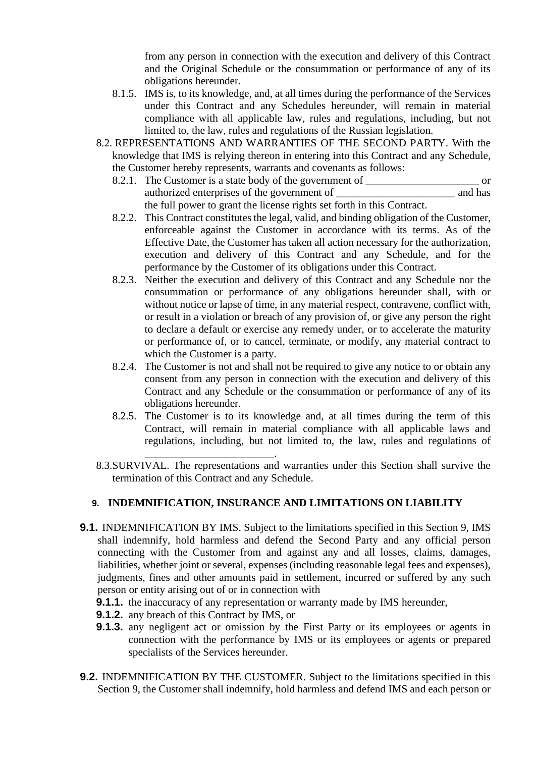from any person in connection with the execution and delivery of this Contract and the Original Schedule or the consummation or performance of any of its obligations hereunder.

8.1.5. IMS is, to its knowledge, and, at all times during the performance of the Services under this Contract and any Schedules hereunder, will remain in material compliance with all applicable law, rules and regulations, including, but not limited to, the law, rules and regulations of the Russian legislation.

8.2. REPRESENTATIONS AND WARRANTIES OF THE SECOND PARTY. With the knowledge that IMS is relying thereon in entering into this Contract and any Schedule, the Customer hereby represents, warrants and covenants as follows:

8.2.1. The Customer is a state body of the government of _____________________ or authorized enterprises of the government of ______________________ and has the full power to grant the license rights set forth in this Contract.

8.2.2. This Contract constitutes the legal, valid, and binding obligation of the Customer, enforceable against the Customer in accordance with its terms. As of the Effective Date, the Customer has taken all action necessary for the authorization, execution and delivery of this Contract and any Schedule, and for the performance by the Customer of its obligations under this Contract.

8.2.3. Neither the execution and delivery of this Contract and any Schedule nor the consummation or performance of any obligations hereunder shall, with or without notice or lapse of time, in any material respect, contravene, conflict with, or result in a violation or breach of any provision of, or give any person the right to declare a default or exercise any remedy under, or to accelerate the maturity or performance of, or to cancel, terminate, or modify, any material contract to which the Customer is a party.

8.2.4. The Customer is not and shall not be required to give any notice to or obtain any consent from any person in connection with the execution and delivery of this Contract and any Schedule or the consummation or performance of any of its obligations hereunder.

8.2.5. The Customer is to its knowledge and, at all times during the term of this Contract, will remain in material compliance with all applicable laws and regulations, including, but not limited to, the law, rules and regulations of _______________________.

8.3. SURVIVAL. The representations and warranties under this Section shall survive the termination of this Contract and any Schedule.

## 9. INDEMNIFICATION, INSURANCE AND LIMITATIONS ON LIABILITY

**9.1.** INDEMNIFICATION BY IMS. Subject to the limitations specified in this Section 9, IMS shall indemnify, hold harmless and defend the Second Party and any official person connecting with the Customer from and against any and all losses, claims, damages, liabilities, whether joint or several, expenses (including reasonable legal fees and expenses), judgments, fines and other amounts paid in settlement, incurred or suffered by any such person or entity arising out of or in connection with

**9.1.1.** the inaccuracy of any representation or warranty made by IMS hereunder,

**9.1.2.** any breach of this Contract by IMS, or

**9.1.3.** any negligent act or omission by the First Party or its employees or agents in connection with the performance by IMS or its employees or agents or prepared specialists of the Services hereunder.

**9.2.** INDEMNIFICATION BY THE CUSTOMER. Subject to the limitations specified in this Section 9, the Customer shall indemnify, hold harmless and defend IMS and each person or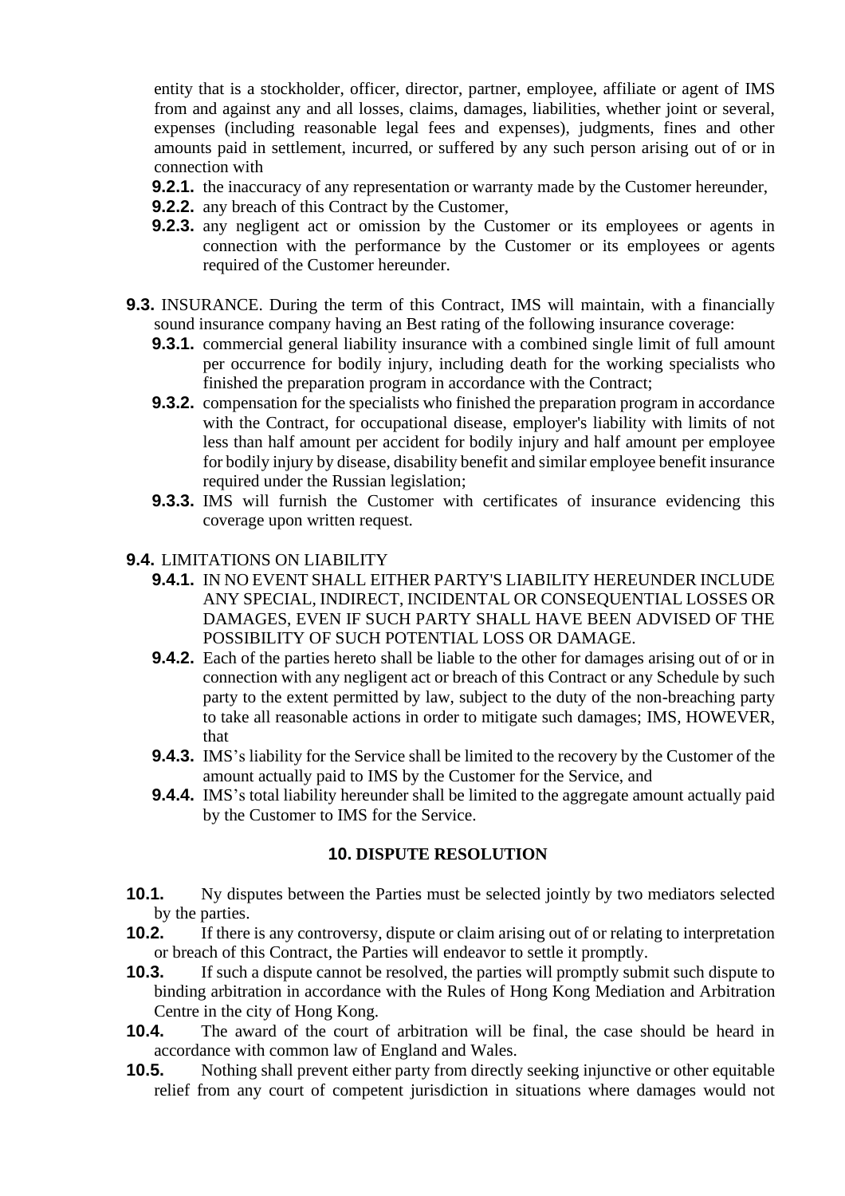entity that is a stockholder, officer, director, partner, employee, affiliate or agent of IMS from and against any and all losses, claims, damages, liabilities, whether joint or several, expenses (including reasonable legal fees and expenses), judgments, fines and other amounts paid in settlement, incurred, or suffered by any such person arising out of or in connection with

- **9.2.1.** the inaccuracy of any representation or warranty made by the Customer hereunder,
- **9.2.2.** any breach of this Contract by the Customer,
- **9.2.3.** any negligent act or omission by the Customer or its employees or agents in connection with the performance by the Customer or its employees or agents required of the Customer hereunder.

**9.3.** INSURANCE. During the term of this Contract, IMS will maintain, with a financially sound insurance company having an Best rating of the following insurance coverage:

- **9.3.1.** commercial general liability insurance with a combined single limit of full amount per occurrence for bodily injury, including death for the working specialists who finished the preparation program in accordance with the Contract;
- **9.3.2.** compensation for the specialists who finished the preparation program in accordance with the Contract, for occupational disease, employer's liability with limits of not less than half amount per accident for bodily injury and half amount per employee for bodily injury by disease, disability benefit and similar employee benefit insurance required under the Russian legislation;
- **9.3.3.** IMS will furnish the Customer with certificates of insurance evidencing this coverage upon written request.

**9.4.** LIMITATIONS ON LIABILITY

- **9.4.1.** IN NO EVENT SHALL EITHER PARTY'S LIABILITY HEREUNDER INCLUDE ANY SPECIAL, INDIRECT, INCIDENTAL OR CONSEQUENTIAL LOSSES OR DAMAGES, EVEN IF SUCH PARTY SHALL HAVE BEEN ADVISED OF THE POSSIBILITY OF SUCH POTENTIAL LOSS OR DAMAGE.
- **9.4.2.** Each of the parties hereto shall be liable to the other for damages arising out of or in connection with any negligent act or breach of this Contract or any Schedule by such party to the extent permitted by law, subject to the duty of the non-breaching party to take all reasonable actions in order to mitigate such damages; IMS, HOWEVER, that
- **9.4.3.** IMS's liability for the Service shall be limited to the recovery by the Customer of the amount actually paid to IMS by the Customer for the Service, and
- **9.4.4.** IMS's total liability hereunder shall be limited to the aggregate amount actually paid by the Customer to IMS for the Service.

## 10. DISPUTE RESOLUTION

**10.1.** Ny disputes between the Parties must be selected jointly by two mediators selected by the parties.

**10.2.** If there is any controversy, dispute or claim arising out of or relating to interpretation or breach of this Contract, the Parties will endeavor to settle it promptly.

**10.3.** If such a dispute cannot be resolved, the parties will promptly submit such dispute to binding arbitration in accordance with the Rules of Hong Kong Mediation and Arbitration Centre in the city of Hong Kong.

**10.4.** The award of the court of arbitration will be final, the case should be heard in accordance with common law of England and Wales.

**10.5.** Nothing shall prevent either party from directly seeking injunctive or other equitable relief from any court of competent jurisdiction in situations where damages would not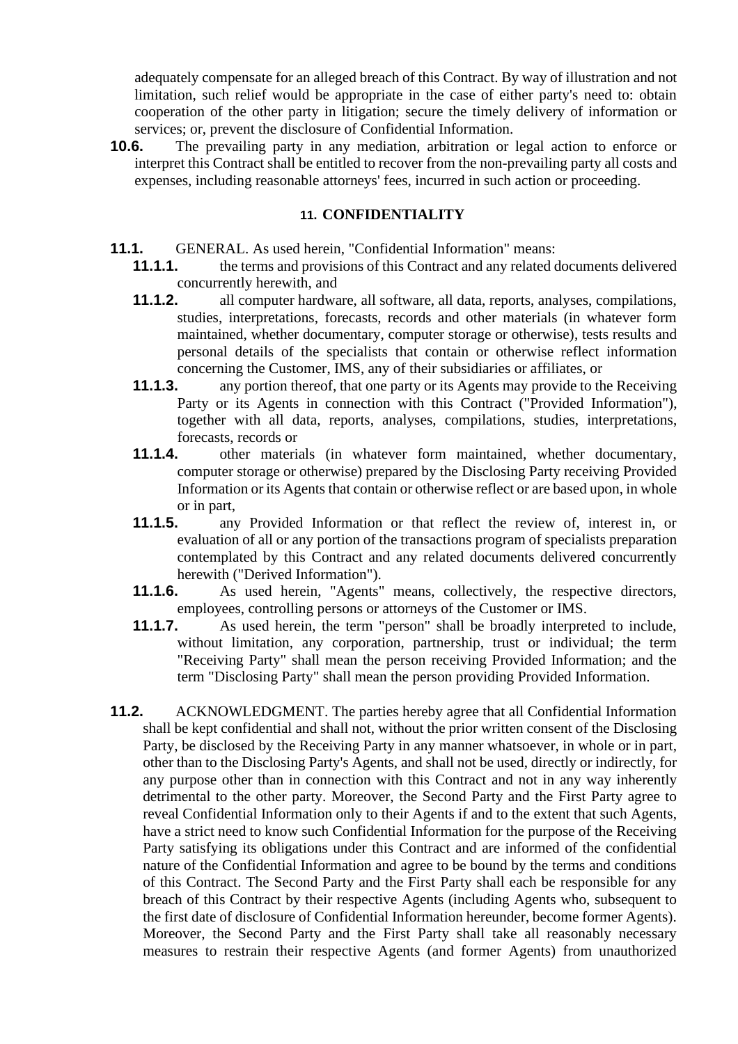adequately compensate for an alleged breach of this Contract. By way of illustration and not limitation, such relief would be appropriate in the case of either party's need to: obtain cooperation of the other party in litigation; secure the timely delivery of information or services; or, prevent the disclosure of Confidential Information.

**10.6.** The prevailing party in any mediation, arbitration or legal action to enforce or interpret this Contract shall be entitled to recover from the non-prevailing party all costs and expenses, including reasonable attorneys' fees, incurred in such action or proceeding.

## 11. CONFIDENTIALITY

**11.1.** GENERAL. As used herein, "Confidential Information" means:

**11.1.1.** the terms and provisions of this Contract and any related documents delivered concurrently herewith, and

**11.1.2.** all computer hardware, all software, all data, reports, analyses, compilations, studies, interpretations, forecasts, records and other materials (in whatever form maintained, whether documentary, computer storage or otherwise), tests results and personal details of the specialists that contain or otherwise reflect information concerning the Customer, IMS, any of their subsidiaries or affiliates, or

**11.1.3.** any portion thereof, that one party or its Agents may provide to the Receiving Party or its Agents in connection with this Contract ("Provided Information"), together with all data, reports, analyses, compilations, studies, interpretations, forecasts, records or

**11.1.4.** other materials (in whatever form maintained, whether documentary, computer storage or otherwise) prepared by the Disclosing Party receiving Provided Information or its Agents that contain or otherwise reflect or are based upon, in whole or in part,

**11.1.5.** any Provided Information or that reflect the review of, interest in, or evaluation of all or any portion of the transactions program of specialists preparation contemplated by this Contract and any related documents delivered concurrently herewith ("Derived Information").

**11.1.6.** As used herein, "Agents" means, collectively, the respective directors, employees, controlling persons or attorneys of the Customer or IMS.

**11.1.7.** As used herein, the term "person" shall be broadly interpreted to include, without limitation, any corporation, partnership, trust or individual; the term "Receiving Party" shall mean the person receiving Provided Information; and the term "Disclosing Party" shall mean the person providing Provided Information.

**11.2.** ACKNOWLEDGMENT. The parties hereby agree that all Confidential Information shall be kept confidential and shall not, without the prior written consent of the Disclosing Party, be disclosed by the Receiving Party in any manner whatsoever, in whole or in part, other than to the Disclosing Party's Agents, and shall not be used, directly or indirectly, for any purpose other than in connection with this Contract and not in any way inherently detrimental to the other party. Moreover, the Second Party and the First Party agree to reveal Confidential Information only to their Agents if and to the extent that such Agents, have a strict need to know such Confidential Information for the purpose of the Receiving Party satisfying its obligations under this Contract and are informed of the confidential nature of the Confidential Information and agree to be bound by the terms and conditions of this Contract. The Second Party and the First Party shall each be responsible for any breach of this Contract by their respective Agents (including Agents who, subsequent to the first date of disclosure of Confidential Information hereunder, become former Agents). Moreover, the Second Party and the First Party shall take all reasonably necessary measures to restrain their respective Agents (and former Agents) from unauthorized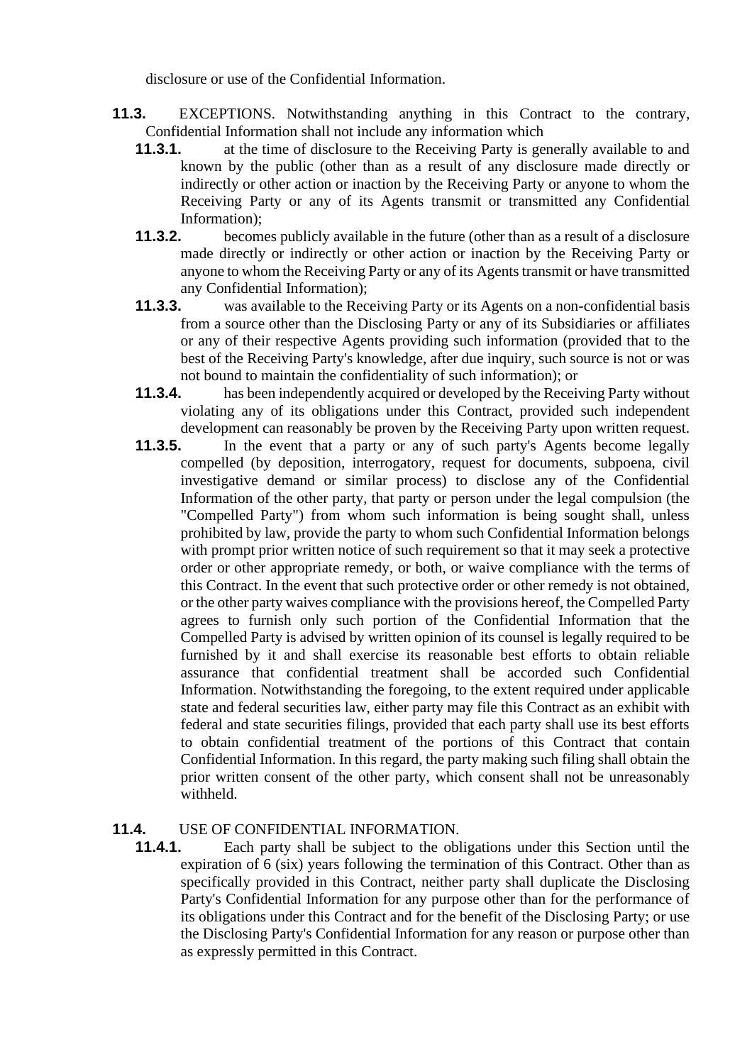disclosure or use of the Confidential Information.

**11.3.** EXCEPTIONS. Notwithstanding anything in this Contract to the contrary, Confidential Information shall not include any information which

**11.3.1.** at the time of disclosure to the Receiving Party is generally available to and known by the public (other than as a result of any disclosure made directly or indirectly or other action or inaction by the Receiving Party or anyone to whom the Receiving Party or any of its Agents transmit or transmitted any Confidential Information);

**11.3.2.** becomes publicly available in the future (other than as a result of a disclosure made directly or indirectly or other action or inaction by the Receiving Party or anyone to whom the Receiving Party or any of its Agents transmit or have transmitted any Confidential Information);

**11.3.3.** was available to the Receiving Party or its Agents on a non-confidential basis from a source other than the Disclosing Party or any of its Subsidiaries or affiliates or any of their respective Agents providing such information (provided that to the best of the Receiving Party's knowledge, after due inquiry, such source is not or was not bound to maintain the confidentiality of such information); or

**11.3.4.** has been independently acquired or developed by the Receiving Party without violating any of its obligations under this Contract, provided such independent development can reasonably be proven by the Receiving Party upon written request.

**11.3.5.** In the event that a party or any of such party's Agents become legally compelled (by deposition, interrogatory, request for documents, subpoena, civil investigative demand or similar process) to disclose any of the Confidential Information of the other party, that party or person under the legal compulsion (the "Compelled Party") from whom such information is being sought shall, unless prohibited by law, provide the party to whom such Confidential Information belongs with prompt prior written notice of such requirement so that it may seek a protective order or other appropriate remedy, or both, or waive compliance with the terms of this Contract. In the event that such protective order or other remedy is not obtained, or the other party waives compliance with the provisions hereof, the Compelled Party agrees to furnish only such portion of the Confidential Information that the Compelled Party is advised by written opinion of its counsel is legally required to be furnished by it and shall exercise its reasonable best efforts to obtain reliable assurance that confidential treatment shall be accorded such Confidential Information. Notwithstanding the foregoing, to the extent required under applicable state and federal securities law, either party may file this Contract as an exhibit with federal and state securities filings, provided that each party shall use its best efforts to obtain confidential treatment of the portions of this Contract that contain Confidential Information. In this regard, the party making such filing shall obtain the prior written consent of the other party, which consent shall not be unreasonably withheld.

**11.4.** USE OF CONFIDENTIAL INFORMATION.

**11.4.1.** Each party shall be subject to the obligations under this Section until the expiration of 6 (six) years following the termination of this Contract. Other than as specifically provided in this Contract, neither party shall duplicate the Disclosing Party's Confidential Information for any purpose other than for the performance of its obligations under this Contract and for the benefit of the Disclosing Party; or use the Disclosing Party's Confidential Information for any reason or purpose other than as expressly permitted in this Contract.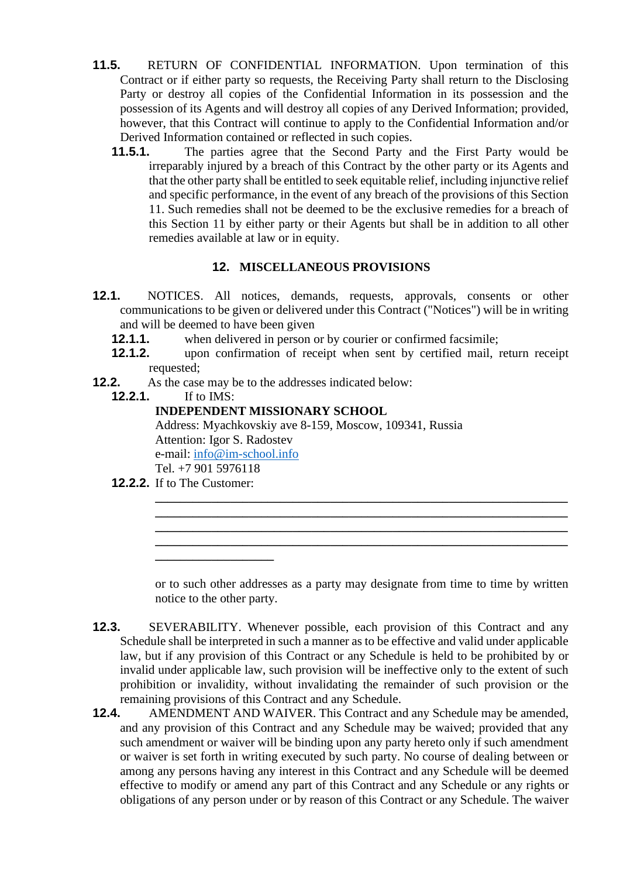**11.5.** RETURN OF CONFIDENTIAL INFORMATION. Upon termination of this Contract or if either party so requests, the Receiving Party shall return to the Disclosing Party or destroy all copies of the Confidential Information in its possession and the possession of its Agents and will destroy all copies of any Derived Information; provided, however, that this Contract will continue to apply to the Confidential Information and/or Derived Information contained or reflected in such copies.

**11.5.1.** The parties agree that the Second Party and the First Party would be irreparably injured by a breach of this Contract by the other party or its Agents and that the other party shall be entitled to seek equitable relief, including injunctive relief and specific performance, in the event of any breach of the provisions of this Section 11. Such remedies shall not be deemed to be the exclusive remedies for a breach of this Section 11 by either party or their Agents but shall be in addition to all other remedies available at law or in equity.

## 12. MISCELLANEOUS PROVISIONS

**12.1.** NOTICES. All notices, demands, requests, approvals, consents or other communications to be given or delivered under this Contract ("Notices") will be in writing and will be deemed to have been given

**12.1.1.** when delivered in person or by courier or confirmed facsimile;

**12.1.2.** upon confirmation of receipt when sent by certified mail, return receipt requested;

**12.2.** As the case may be to the addresses indicated below:

**12.2.1.** If to IMS:

**INDEPENDENT MISSIONARY SCHOOL**
Address: Myachkovskiy ave 8-159, Moscow, 109341, Russia
Attention: Igor S. Radostev
e-mail: info@im-school.info
Tel. +7 901 5976118

**12.2.2.** If to The Customer:

______________________________________________________________
______________________________________________________________
______________________________________________________________
______________________________________________________________
__________________

or to such other addresses as a party may designate from time to time by written notice to the other party.

**12.3.** SEVERABILITY. Whenever possible, each provision of this Contract and any Schedule shall be interpreted in such a manner as to be effective and valid under applicable law, but if any provision of this Contract or any Schedule is held to be prohibited by or invalid under applicable law, such provision will be ineffective only to the extent of such prohibition or invalidity, without invalidating the remainder of such provision or the remaining provisions of this Contract and any Schedule.

**12.4.** AMENDMENT AND WAIVER. This Contract and any Schedule may be amended, and any provision of this Contract and any Schedule may be waived; provided that any such amendment or waiver will be binding upon any party hereto only if such amendment or waiver is set forth in writing executed by such party. No course of dealing between or among any persons having any interest in this Contract and any Schedule will be deemed effective to modify or amend any part of this Contract and any Schedule or any rights or obligations of any person under or by reason of this Contract or any Schedule. The waiver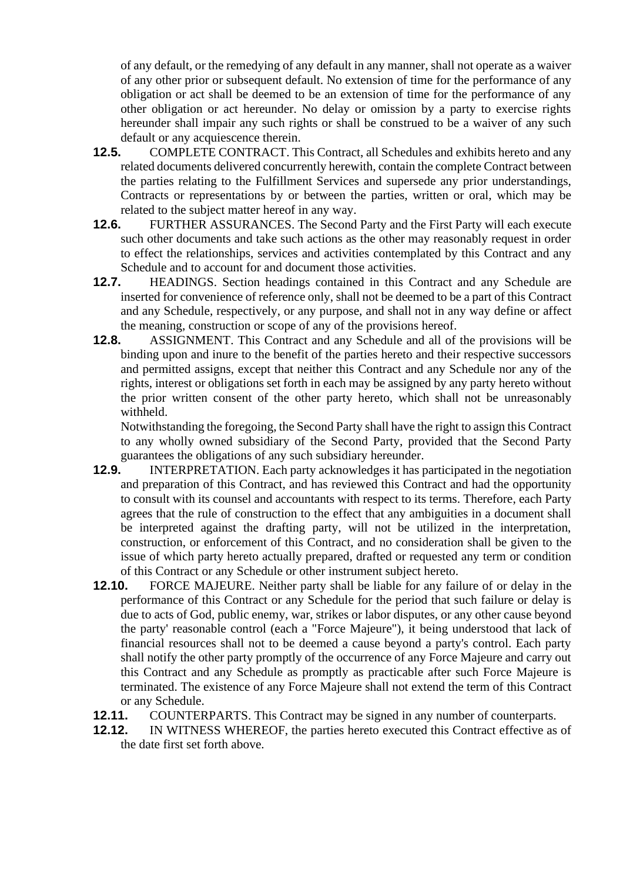of any default, or the remedying of any default in any manner, shall not operate as a waiver of any other prior or subsequent default. No extension of time for the performance of any obligation or act shall be deemed to be an extension of time for the performance of any other obligation or act hereunder. No delay or omission by a party to exercise rights hereunder shall impair any such rights or shall be construed to be a waiver of any such default or any acquiescence therein.

**12.5.** COMPLETE CONTRACT. This Contract, all Schedules and exhibits hereto and any related documents delivered concurrently herewith, contain the complete Contract between the parties relating to the Fulfillment Services and supersede any prior understandings, Contracts or representations by or between the parties, written or oral, which may be related to the subject matter hereof in any way.

**12.6.** FURTHER ASSURANCES. The Second Party and the First Party will each execute such other documents and take such actions as the other may reasonably request in order to effect the relationships, services and activities contemplated by this Contract and any Schedule and to account for and document those activities.

**12.7.** HEADINGS. Section headings contained in this Contract and any Schedule are inserted for convenience of reference only, shall not be deemed to be a part of this Contract and any Schedule, respectively, or any purpose, and shall not in any way define or affect the meaning, construction or scope of any of the provisions hereof.

**12.8.** ASSIGNMENT. This Contract and any Schedule and all of the provisions will be binding upon and inure to the benefit of the parties hereto and their respective successors and permitted assigns, except that neither this Contract and any Schedule nor any of the rights, interest or obligations set forth in each may be assigned by any party hereto without the prior written consent of the other party hereto, which shall not be unreasonably withheld.

Notwithstanding the foregoing, the Second Party shall have the right to assign this Contract to any wholly owned subsidiary of the Second Party, provided that the Second Party guarantees the obligations of any such subsidiary hereunder.

**12.9.** INTERPRETATION. Each party acknowledges it has participated in the negotiation and preparation of this Contract, and has reviewed this Contract and had the opportunity to consult with its counsel and accountants with respect to its terms. Therefore, each Party agrees that the rule of construction to the effect that any ambiguities in a document shall be interpreted against the drafting party, will not be utilized in the interpretation, construction, or enforcement of this Contract, and no consideration shall be given to the issue of which party hereto actually prepared, drafted or requested any term or condition of this Contract or any Schedule or other instrument subject hereto.

**12.10.** FORCE MAJEURE. Neither party shall be liable for any failure of or delay in the performance of this Contract or any Schedule for the period that such failure or delay is due to acts of God, public enemy, war, strikes or labor disputes, or any other cause beyond the party' reasonable control (each a "Force Majeure"), it being understood that lack of financial resources shall not to be deemed a cause beyond a party's control. Each party shall notify the other party promptly of the occurrence of any Force Majeure and carry out this Contract and any Schedule as promptly as practicable after such Force Majeure is terminated. The existence of any Force Majeure shall not extend the term of this Contract or any Schedule.

**12.11.** COUNTERPARTS. This Contract may be signed in any number of counterparts.

**12.12.** IN WITNESS WHEREOF, the parties hereto executed this Contract effective as of the date first set forth above.